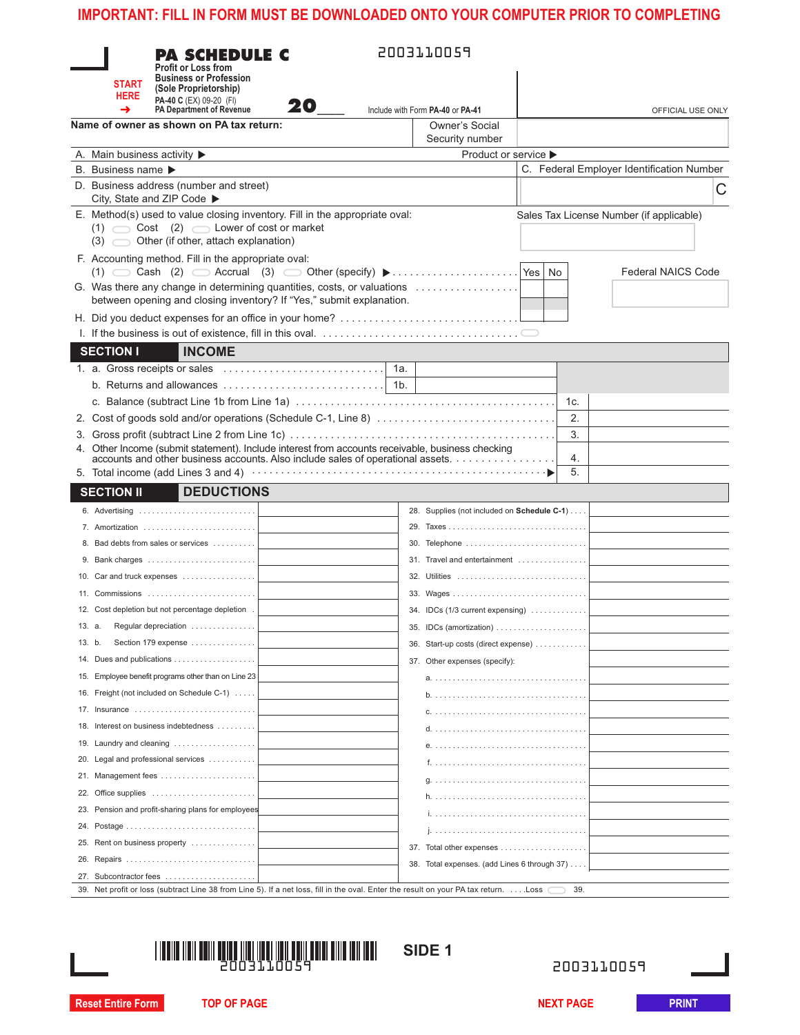IMPORTANT: FILL IN FORM MUST BE DOWNLOADED ONTO YOUR COMPUTER PRIOR TO COMPLETING

START HERE →

# PA SCHEDULE C

**Profit or Loss from Business or Profession (Sole Proprietorship)**

PA-40 C (EX) 09-20 (FI)
PA Department of Revenue

2003110059

20___

Include with Form **PA-40** or **PA-41**

OFFICIAL USE ONLY

**Name of owner as shown on PA tax return:** | Owner's Social Security number

A. Main business activity ▶ | Product or service ▶

B. Business name ▶ | C. Federal Employer Identification Number

D. Business address (number and street)
City, State and ZIP Code ▶

C

E. Method(s) used to value closing inventory. Fill in the appropriate oval:
(1) ⬭ Cost (2) ⬭ Lower of cost or market
(3) ⬭ Other (if other, attach explanation)

Sales Tax License Number (if applicable)

F. Accounting method. Fill in the appropriate oval:
(1) ⬭ Cash (2) ⬭ Accrual (3) ⬭ Other (specify) ▶

| | Yes | No |
|---|---|---|
| G. Was there any change in determining quantities, costs, or valuations between opening and closing inventory? If "Yes," submit explanation. | | |
| H. Did you deduct expenses for an office in your home? | | |

Federal NAICS Code

I. If the business is out of existence, fill in this oval. ⬭

## SECTION I INCOME

| | | | |
|---|---|---|---|
| 1. a. Gross receipts or sales | 1a. | | |
| b. Returns and allowances | 1b. | | |
| c. Balance (subtract Line 1b from Line 1a) | | 1c. | |
| 2. Cost of goods sold and/or operations (Schedule C-1, Line 8) | | 2. | |
| 3. Gross profit (subtract Line 2 from Line 1c) | | 3. | |
| 4. Other Income (submit statement). Include interest from accounts receivable, business checking accounts and other business accounts. Also include sales of operational assets. | | 4. | |
| 5. Total income (add Lines 3 and 4) ▶ | | 5. | |

## SECTION II DEDUCTIONS

| | | | |
|---|---|---|---|
| 6. Advertising | | 28. Supplies (not included on **Schedule C-1**) | |
| 7. Amortization | | 29. Taxes | |
| 8. Bad debts from sales or services | | 30. Telephone | |
| 9. Bank charges | | 31. Travel and entertainment | |
| 10. Car and truck expenses | | 32. Utilities | |
| 11. Commissions | | 33. Wages | |
| 12. Cost depletion but not percentage depletion | | 34. IDCs (1/3 current expensing) | |
| 13. a. Regular depreciation | | 35. IDCs (amortization) | |
| 13. b. Section 179 expense | | 36. Start-up costs (direct expense) | |
| 14. Dues and publications | | 37. Other expenses (specify): | |
| 15. Employee benefit programs other than on Line 23 | | a. | |
| 16. Freight (not included on Schedule C-1) | | b. | |
| 17. Insurance | | c. | |
| 18. Interest on business indebtedness | | d. | |
| 19. Laundry and cleaning | | e. | |
| 20. Legal and professional services | | f. | |
| 21. Management fees | | g. | |
| 22. Office supplies | | h. | |
| 23. Pension and profit-sharing plans for employees | | i. | |
| 24. Postage | | j. | |
| 25. Rent on business property | | 37. Total other expenses | |
| 26. Repairs | | 38. Total expenses. (add Lines 6 through 37) | |
| 27. Subcontractor fees | | | |

39. Net profit or loss (subtract Line 38 from Line 5). If a net loss, fill in the oval. Enter the result on your PA tax return. ....Loss ⬭ 39.

2003110059

SIDE 1

2003110059

Reset Entire Form | TOP OF PAGE | NEXT PAGE | PRINT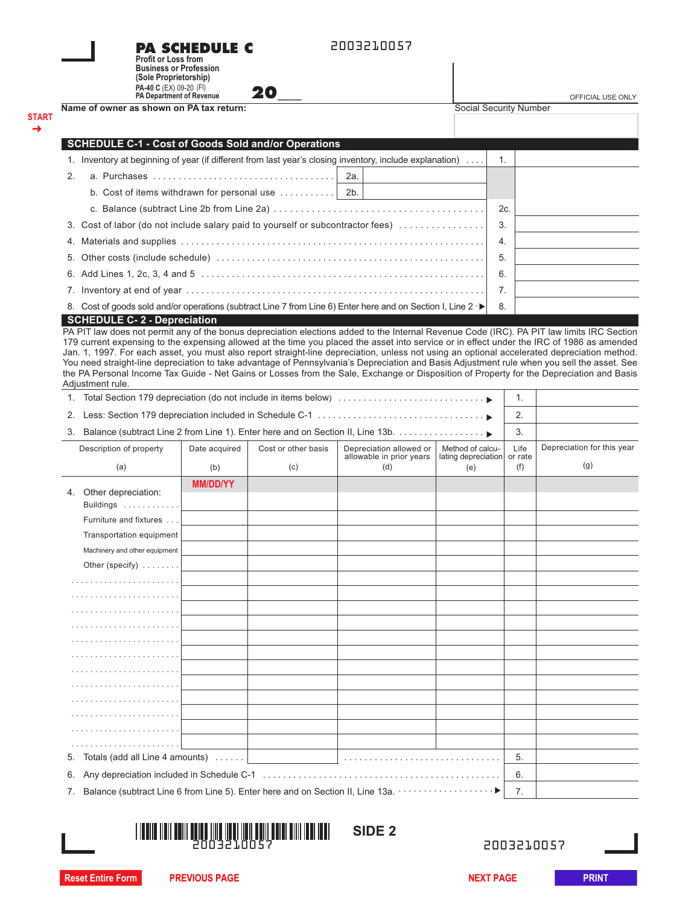# PA SCHEDULE C

**Profit or Loss from Business or Profession (Sole Proprietorship)**

PA-40 C (EX) 09-20 (FI)
PA Department of Revenue

2003210057

20___

OFFICIAL USE ONLY

Name of owner as shown on PA tax return: | Social Security Number

## SCHEDULE C-1 - Cost of Goods Sold and/or Operations

| | | | |
|---|---|---|---|
| 1. Inventory at beginning of year (if different from last year's closing inventory, include explanation) | | 1. | |
| 2. a. Purchases | 2a. | | |
| b. Cost of items withdrawn for personal use | 2b. | | |
| c. Balance (subtract Line 2b from Line 2a) | | 2c. | |
| 3. Cost of labor (do not include salary paid to yourself or subcontractor fees) | | 3. | |
| 4. Materials and supplies | | 4. | |
| 5. Other costs (include schedule) | | 5. | |
| 6. Add Lines 1, 2c, 3, 4 and 5 | | 6. | |
| 7. Inventory at end of year | | 7. | |
| 8. Cost of goods sold and/or operations (subtract Line 7 from Line 6) Enter here and on Section I, Line 2 ▶ | | 8. | |

## SCHEDULE C- 2 - Depreciation

PA PIT law does not permit any of the bonus depreciation elections added to the Internal Revenue Code (IRC). PA PIT law limits IRC Section 179 current expensing to the expensing allowed at the time you placed the asset into service or in effect under the IRC of 1986 as amended Jan. 1, 1997. For each asset, you must also report straight-line depreciation, unless not using an optional accelerated depreciation method. You need straight-line depreciation to take advantage of Pennsylvania's Depreciation and Basis Adjustment rule when you sell the asset. See the PA Personal Income Tax Guide - Net Gains or Losses from the Sale, Exchange or Disposition of Property for the Depreciation and Basis Adjustment rule.

| | | |
|---|---|---|
| 1. Total Section 179 depreciation (do not include in items below) ▶ | 1. | |
| 2. Less: Section 179 depreciation included in Schedule C-1 ▶ | 2. | |
| 3. Balance (subtract Line 2 from Line 1). Enter here and on Section II, Line 13b. ▶ | 3. | |

| Description of property (a) | Date acquired (b) | Cost or other basis (c) | Depreciation allowed or allowable in prior years (d) | Method of calculating depreciation (e) | Life or rate (f) | Depreciation for this year (g) |
|---|---|---|---|---|---|---|
| 4. Other depreciation: | MM/DD/YY | | | | | |
| Buildings | | | | | | |
| Furniture and fixtures | | | | | | |
| Transportation equipment | | | | | | |
| Machinery and other equipment | | | | | | |
| Other (specify) | | | | | | |
| | | | | | | |
| | | | | | | |
| | | | | | | |
| | | | | | | |
| | | | | | | |
| | | | | | | |
| | | | | | | |
| | | | | | | |
| | | | | | | |
| | | | | | | |
| | | | | | | |
| | | | | | | |
| 5. Totals (add all Line 4 amounts) | | | | | 5. | |
| 6. Any depreciation included in Schedule C-1 | | | | | 6. | |
| 7. Balance (subtract Line 6 from Line 5). Enter here and on Section II, Line 13a. ▶ | | | | | 7. | |

SIDE 2

2003210057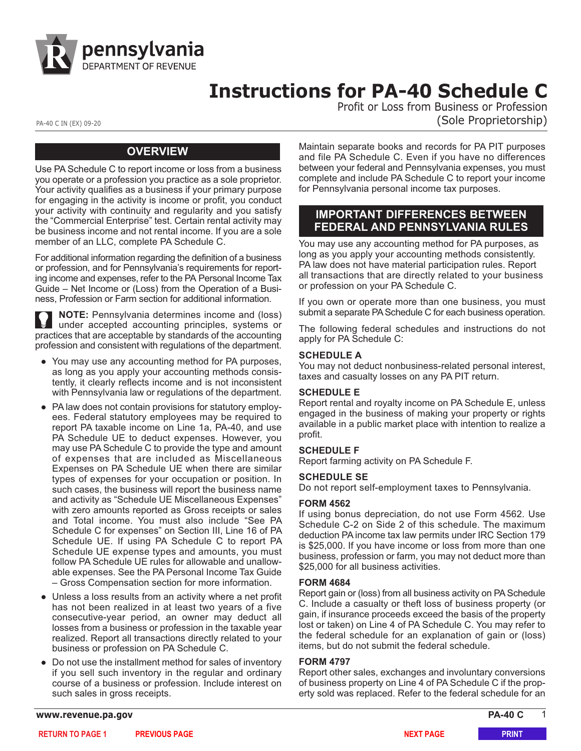# Instructions for PA-40 Schedule C

Profit or Loss from Business or Profession (Sole Proprietorship)

PA-40 C IN (EX) 09-20

## OVERVIEW

Use PA Schedule C to report income or loss from a business you operate or a profession you practice as a sole proprietor. Your activity qualifies as a business if your primary purpose for engaging in the activity is income or profit, you conduct your activity with continuity and regularity and you satisfy the "Commercial Enterprise" test. Certain rental activity may be business income and not rental income. If you are a sole member of an LLC, complete PA Schedule C.

For additional information regarding the definition of a business or profession, and for Pennsylvania's requirements for reporting income and expenses, refer to the PA Personal Income Tax Guide – Net Income or (Loss) from the Operation of a Business, Profession or Farm section for additional information.

**NOTE:** Pennsylvania determines income and (loss) under accepted accounting principles, systems or practices that are acceptable by standards of the accounting profession and consistent with regulations of the department.

- You may use any accounting method for PA purposes, as long as you apply your accounting methods consistently, it clearly reflects income and is not inconsistent with Pennsylvania law or regulations of the department.
- PA law does not contain provisions for statutory employees. Federal statutory employees may be required to report PA taxable income on Line 1a, PA-40, and use PA Schedule UE to deduct expenses. However, you may use PA Schedule C to provide the type and amount of expenses that are included as Miscellaneous Expenses on PA Schedule UE when there are similar types of expenses for your occupation or position. In such cases, the business will report the business name and activity as "Schedule UE Miscellaneous Expenses" with zero amounts reported as Gross receipts or sales and Total income. You must also include "See PA Schedule C for expenses" on Section III, Line 16 of PA Schedule UE. If using PA Schedule C to report PA Schedule UE expense types and amounts, you must follow PA Schedule UE rules for allowable and unallowable expenses. See the PA Personal Income Tax Guide – Gross Compensation section for more information.
- Unless a loss results from an activity where a net profit has not been realized in at least two years of a five consecutive-year period, an owner may deduct all losses from a business or profession in the taxable year realized. Report all transactions directly related to your business or profession on PA Schedule C.
- Do not use the installment method for sales of inventory if you sell such inventory in the regular and ordinary course of a business or profession. Include interest on such sales in gross receipts.

Maintain separate books and records for PA PIT purposes and file PA Schedule C. Even if you have no differences between your federal and Pennsylvania expenses, you must complete and include PA Schedule C to report your income for Pennsylvania personal income tax purposes.

## IMPORTANT DIFFERENCES BETWEEN FEDERAL AND PENNSYLVANIA RULES

You may use any accounting method for PA purposes, as long as you apply your accounting methods consistently. PA law does not have material participation rules. Report all transactions that are directly related to your business or profession on your PA Schedule C.

If you own or operate more than one business, you must submit a separate PA Schedule C for each business operation.

The following federal schedules and instructions do not apply for PA Schedule C:

### SCHEDULE A

You may not deduct nonbusiness-related personal interest, taxes and casualty losses on any PA PIT return.

### SCHEDULE E

Report rental and royalty income on PA Schedule E, unless engaged in the business of making your property or rights available in a public market place with intention to realize a profit.

### SCHEDULE F

Report farming activity on PA Schedule F.

### SCHEDULE SE

Do not report self-employment taxes to Pennsylvania.

### FORM 4562

If using bonus depreciation, do not use Form 4562. Use Schedule C-2 on Side 2 of this schedule. The maximum deduction PA income tax law permits under IRC Section 179 is $25,000. If you have income or loss from more than one business, profession or farm, you may not deduct more than $25,000 for all business activities.

### FORM 4684

Report gain or (loss) from all business activity on PA Schedule C. Include a casualty or theft loss of business property (or gain, if insurance proceeds exceed the basis of the property lost or taken) on Line 4 of PA Schedule C. You may refer to the federal schedule for an explanation of gain or (loss) items, but do not submit the federal schedule.

### FORM 4797

Report other sales, exchanges and involuntary conversions of business property on Line 4 of PA Schedule C if the property sold was replaced. Refer to the federal schedule for an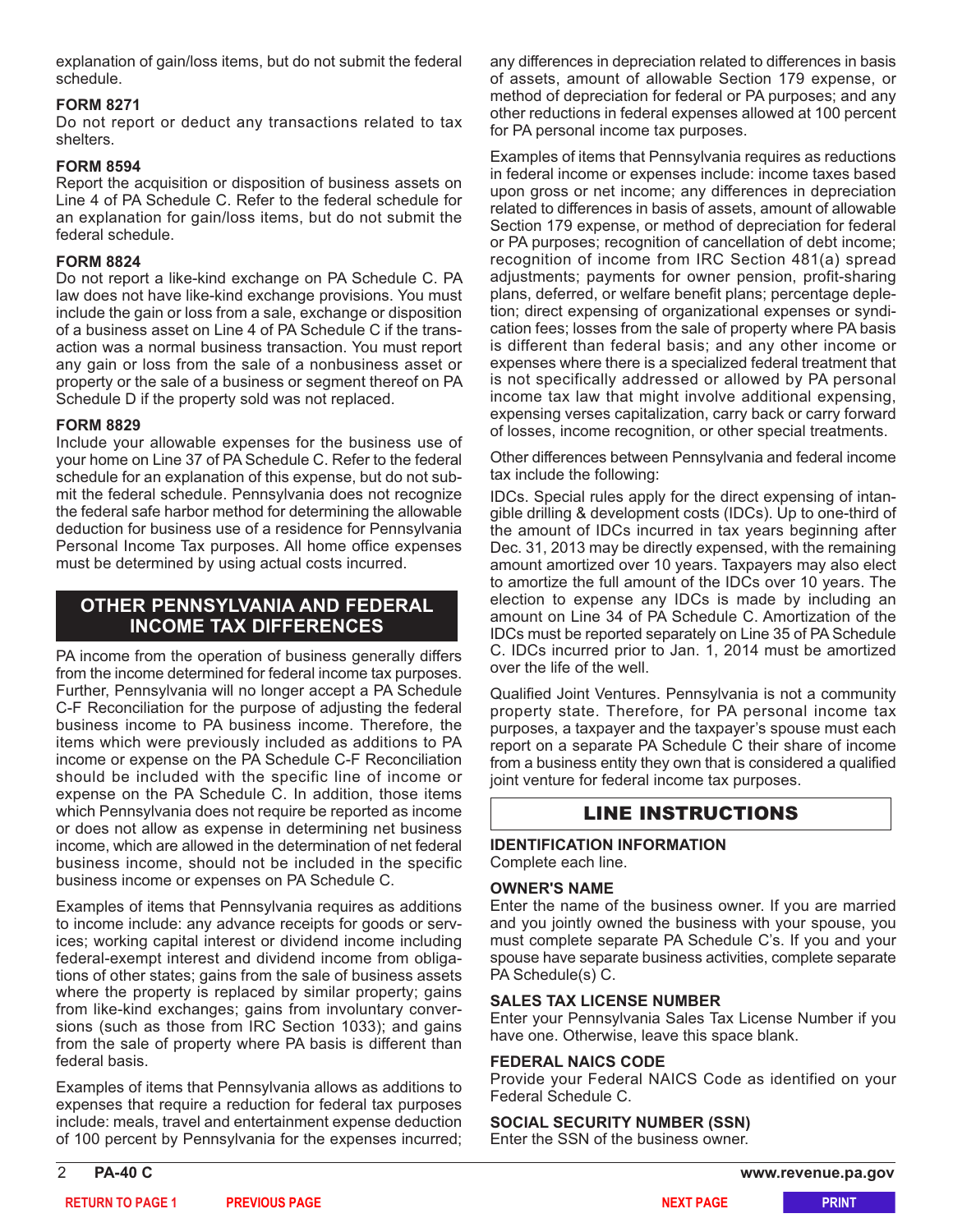explanation of gain/loss items, but do not submit the federal schedule.

**FORM 8271**

Do not report or deduct any transactions related to tax shelters.

**FORM 8594**

Report the acquisition or disposition of business assets on Line 4 of PA Schedule C. Refer to the federal schedule for an explanation for gain/loss items, but do not submit the federal schedule.

**FORM 8824**

Do not report a like-kind exchange on PA Schedule C. PA law does not have like-kind exchange provisions. You must include the gain or loss from a sale, exchange or disposition of a business asset on Line 4 of PA Schedule C if the transaction was a normal business transaction. You must report any gain or loss from the sale of a nonbusiness asset or property or the sale of a business or segment thereof on PA Schedule D if the property sold was not replaced.

**FORM 8829**

Include your allowable expenses for the business use of your home on Line 37 of PA Schedule C. Refer to the federal schedule for an explanation of this expense, but do not submit the federal schedule. Pennsylvania does not recognize the federal safe harbor method for determining the allowable deduction for business use of a residence for Pennsylvania Personal Income Tax purposes. All home office expenses must be determined by using actual costs incurred.

## OTHER PENNSYLVANIA AND FEDERAL INCOME TAX DIFFERENCES

PA income from the operation of business generally differs from the income determined for federal income tax purposes. Further, Pennsylvania will no longer accept a PA Schedule C-F Reconciliation for the purpose of adjusting the federal business income to PA business income. Therefore, the items which were previously included as additions to PA income or expense on the PA Schedule C-F Reconciliation should be included with the specific line of income or expense on the PA Schedule C. In addition, those items which Pennsylvania does not require be reported as income or does not allow as expense in determining net business income, which are allowed in the determination of net federal business income, should not be included in the specific business income or expenses on PA Schedule C.

Examples of items that Pennsylvania requires as additions to income include: any advance receipts for goods or services; working capital interest or dividend income including federal-exempt interest and dividend income from obligations of other states; gains from the sale of business assets where the property is replaced by similar property; gains from like-kind exchanges; gains from involuntary conversions (such as those from IRC Section 1033); and gains from the sale of property where PA basis is different than federal basis.

Examples of items that Pennsylvania allows as additions to expenses that require a reduction for federal tax purposes include: meals, travel and entertainment expense deduction of 100 percent by Pennsylvania for the expenses incurred; any differences in depreciation related to differences in basis of assets, amount of allowable Section 179 expense, or method of depreciation for federal or PA purposes; and any other reductions in federal expenses allowed at 100 percent for PA personal income tax purposes.

Examples of items that Pennsylvania requires as reductions in federal income or expenses include: income taxes based upon gross or net income; any differences in depreciation related to differences in basis of assets, amount of allowable Section 179 expense, or method of depreciation for federal or PA purposes; recognition of cancellation of debt income; recognition of income from IRC Section 481(a) spread adjustments; payments for owner pension, profit-sharing plans, deferred, or welfare benefit plans; percentage depletion; direct expensing of organizational expenses or syndication fees; losses from the sale of property where PA basis is different than federal basis; and any other income or expenses where there is a specialized federal treatment that is not specifically addressed or allowed by PA personal income tax law that might involve additional expensing, expensing verses capitalization, carry back or carry forward of losses, income recognition, or other special treatments.

Other differences between Pennsylvania and federal income tax include the following:

IDCs. Special rules apply for the direct expensing of intangible drilling & development costs (IDCs). Up to one-third of the amount of IDCs incurred in tax years beginning after Dec. 31, 2013 may be directly expensed, with the remaining amount amortized over 10 years. Taxpayers may also elect to amortize the full amount of the IDCs over 10 years. The election to expense any IDCs is made by including an amount on Line 34 of PA Schedule C. Amortization of the IDCs must be reported separately on Line 35 of PA Schedule C. IDCs incurred prior to Jan. 1, 2014 must be amortized over the life of the well.

Qualified Joint Ventures. Pennsylvania is not a community property state. Therefore, for PA personal income tax purposes, a taxpayer and the taxpayer's spouse must each report on a separate PA Schedule C their share of income from a business entity they own that is considered a qualified joint venture for federal income tax purposes.

## LINE INSTRUCTIONS

**IDENTIFICATION INFORMATION**

Complete each line.

**OWNER'S NAME**

Enter the name of the business owner. If you are married and you jointly owned the business with your spouse, you must complete separate PA Schedule C's. If you and your spouse have separate business activities, complete separate PA Schedule(s) C.

**SALES TAX LICENSE NUMBER**

Enter your Pennsylvania Sales Tax License Number if you have one. Otherwise, leave this space blank.

**FEDERAL NAICS CODE**

Provide your Federal NAICS Code as identified on your Federal Schedule C.

**SOCIAL SECURITY NUMBER (SSN)**

Enter the SSN of the business owner.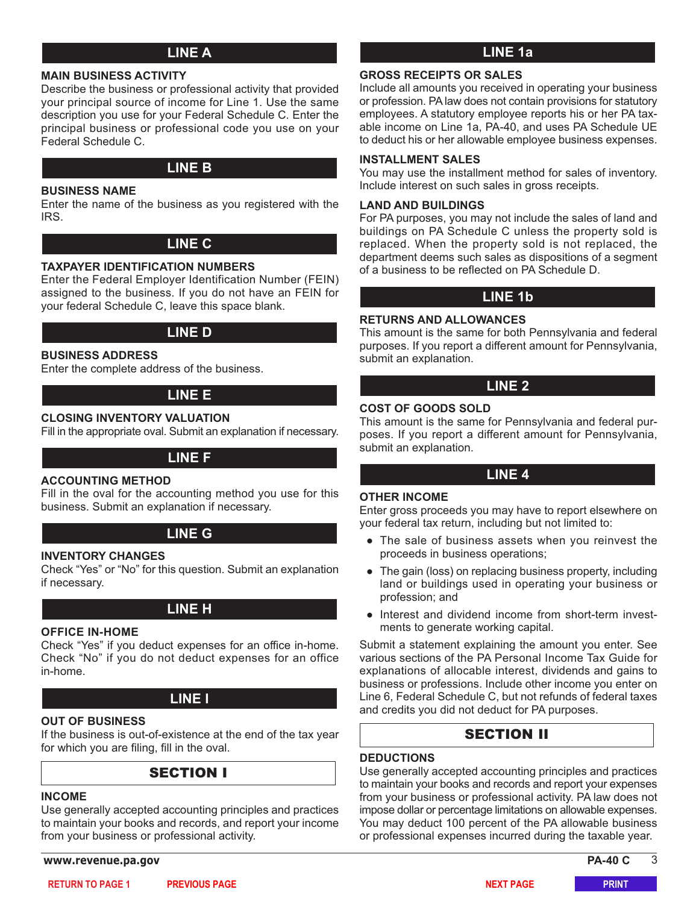## LINE A

### MAIN BUSINESS ACTIVITY

Describe the business or professional activity that provided your principal source of income for Line 1. Use the same description you use for your Federal Schedule C. Enter the principal business or professional code you use on your Federal Schedule C.

## LINE B

### BUSINESS NAME

Enter the name of the business as you registered with the IRS.

## LINE C

### TAXPAYER IDENTIFICATION NUMBERS

Enter the Federal Employer Identification Number (FEIN) assigned to the business. If you do not have an FEIN for your federal Schedule C, leave this space blank.

## LINE D

### BUSINESS ADDRESS

Enter the complete address of the business.

## LINE E

### CLOSING INVENTORY VALUATION

Fill in the appropriate oval. Submit an explanation if necessary.

## LINE F

### ACCOUNTING METHOD

Fill in the oval for the accounting method you use for this business. Submit an explanation if necessary.

## LINE G

### INVENTORY CHANGES

Check "Yes" or "No" for this question. Submit an explanation if necessary.

## LINE H

### OFFICE IN-HOME

Check "Yes" if you deduct expenses for an office in-home. Check "No" if you do not deduct expenses for an office in-home.

## LINE I

### OUT OF BUSINESS

If the business is out-of-existence at the end of the tax year for which you are filing, fill in the oval.

## SECTION I

### INCOME

Use generally accepted accounting principles and practices to maintain your books and records, and report your income from your business or professional activity.

## LINE 1a

### GROSS RECEIPTS OR SALES

Include all amounts you received in operating your business or profession. PA law does not contain provisions for statutory employees. A statutory employee reports his or her PA taxable income on Line 1a, PA-40, and uses PA Schedule UE to deduct his or her allowable employee business expenses.

### INSTALLMENT SALES

You may use the installment method for sales of inventory. Include interest on such sales in gross receipts.

### LAND AND BUILDINGS

For PA purposes, you may not include the sales of land and buildings on PA Schedule C unless the property sold is replaced. When the property sold is not replaced, the department deems such sales as dispositions of a segment of a business to be reflected on PA Schedule D.

## LINE 1b

### RETURNS AND ALLOWANCES

This amount is the same for both Pennsylvania and federal purposes. If you report a different amount for Pennsylvania, submit an explanation.

## LINE 2

### COST OF GOODS SOLD

This amount is the same for Pennsylvania and federal purposes. If you report a different amount for Pennsylvania, submit an explanation.

## LINE 4

### OTHER INCOME

Enter gross proceeds you may have to report elsewhere on your federal tax return, including but not limited to:

- The sale of business assets when you reinvest the proceeds in business operations;
- The gain (loss) on replacing business property, including land or buildings used in operating your business or profession; and
- Interest and dividend income from short-term investments to generate working capital.

Submit a statement explaining the amount you enter. See various sections of the PA Personal Income Tax Guide for explanations of allocable interest, dividends and gains to business or professions. Include other income you enter on Line 6, Federal Schedule C, but not refunds of federal taxes and credits you did not deduct for PA purposes.

## SECTION II

### DEDUCTIONS

Use generally accepted accounting principles and practices to maintain your books and records and report your expenses from your business or professional activity. PA law does not impose dollar or percentage limitations on allowable expenses. You may deduct 100 percent of the PA allowable business or professional expenses incurred during the taxable year.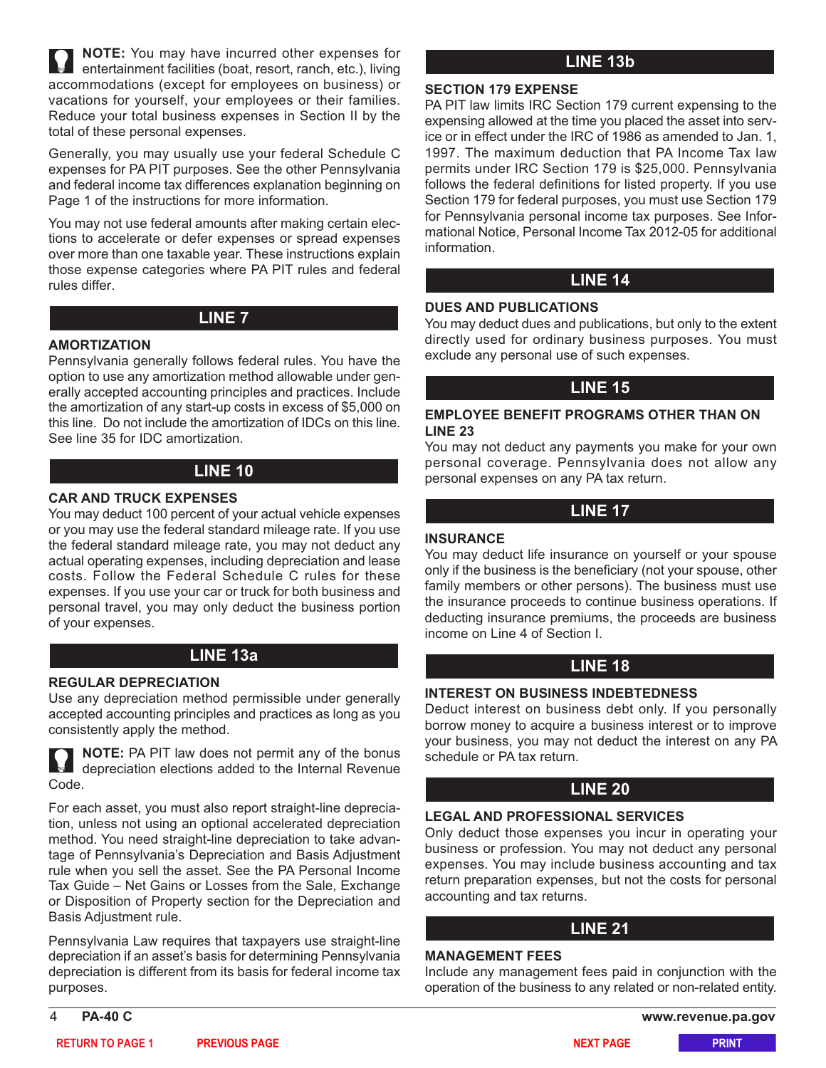**NOTE:** You may have incurred other expenses for entertainment facilities (boat, resort, ranch, etc.), living accommodations (except for employees on business) or vacations for yourself, your employees or their families. Reduce your total business expenses in Section II by the total of these personal expenses.

Generally, you may usually use your federal Schedule C expenses for PA PIT purposes. See the other Pennsylvania and federal income tax differences explanation beginning on Page 1 of the instructions for more information.

You may not use federal amounts after making certain elections to accelerate or defer expenses or spread expenses over more than one taxable year. These instructions explain those expense categories where PA PIT rules and federal rules differ.

## LINE 7

### AMORTIZATION

Pennsylvania generally follows federal rules. You have the option to use any amortization method allowable under generally accepted accounting principles and practices. Include the amortization of any start-up costs in excess of $5,000 on this line. Do not include the amortization of IDCs on this line. See line 35 for IDC amortization.

## LINE 10

### CAR AND TRUCK EXPENSES

You may deduct 100 percent of your actual vehicle expenses or you may use the federal standard mileage rate. If you use the federal standard mileage rate, you may not deduct any actual operating expenses, including depreciation and lease costs. Follow the Federal Schedule C rules for these expenses. If you use your car or truck for both business and personal travel, you may only deduct the business portion of your expenses.

## LINE 13a

### REGULAR DEPRECIATION

Use any depreciation method permissible under generally accepted accounting principles and practices as long as you consistently apply the method.

**NOTE:** PA PIT law does not permit any of the bonus depreciation elections added to the Internal Revenue Code.

For each asset, you must also report straight-line depreciation, unless not using an optional accelerated depreciation method. You need straight-line depreciation to take advantage of Pennsylvania's Depreciation and Basis Adjustment rule when you sell the asset. See the PA Personal Income Tax Guide – Net Gains or Losses from the Sale, Exchange or Disposition of Property section for the Depreciation and Basis Adjustment rule.

Pennsylvania Law requires that taxpayers use straight-line depreciation if an asset's basis for determining Pennsylvania depreciation is different from its basis for federal income tax purposes.

## LINE 13b

### SECTION 179 EXPENSE

PA PIT law limits IRC Section 179 current expensing to the expensing allowed at the time you placed the asset into service or in effect under the IRC of 1986 as amended to Jan. 1, 1997. The maximum deduction that PA Income Tax law permits under IRC Section 179 is $25,000. Pennsylvania follows the federal definitions for listed property. If you use Section 179 for federal purposes, you must use Section 179 for Pennsylvania personal income tax purposes. See Informational Notice, Personal Income Tax 2012-05 for additional information.

## LINE 14

### DUES AND PUBLICATIONS

You may deduct dues and publications, but only to the extent directly used for ordinary business purposes. You must exclude any personal use of such expenses.

## LINE 15

### EMPLOYEE BENEFIT PROGRAMS OTHER THAN ON LINE 23

You may not deduct any payments you make for your own personal coverage. Pennsylvania does not allow any personal expenses on any PA tax return.

## LINE 17

### INSURANCE

You may deduct life insurance on yourself or your spouse only if the business is the beneficiary (not your spouse, other family members or other persons). The business must use the insurance proceeds to continue business operations. If deducting insurance premiums, the proceeds are business income on Line 4 of Section I.

## LINE 18

### INTEREST ON BUSINESS INDEBTEDNESS

Deduct interest on business debt only. If you personally borrow money to acquire a business interest or to improve your business, you may not deduct the interest on any PA schedule or PA tax return.

## LINE 20

### LEGAL AND PROFESSIONAL SERVICES

Only deduct those expenses you incur in operating your business or profession. You may not deduct any personal expenses. You may include business accounting and tax return preparation expenses, but not the costs for personal accounting and tax returns.

## LINE 21

### MANAGEMENT FEES

Include any management fees paid in conjunction with the operation of the business to any related or non-related entity.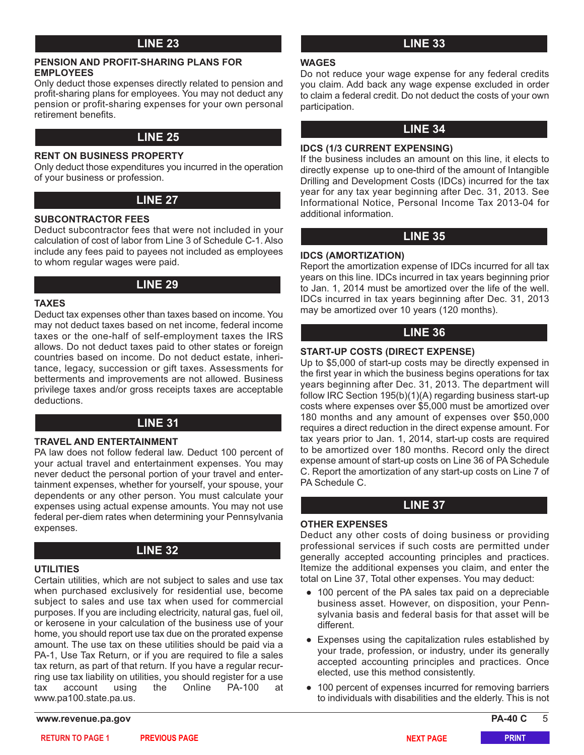## LINE 23

### PENSION AND PROFIT-SHARING PLANS FOR EMPLOYEES

Only deduct those expenses directly related to pension and profit-sharing plans for employees. You may not deduct any pension or profit-sharing expenses for your own personal retirement benefits.

## LINE 25

### RENT ON BUSINESS PROPERTY

Only deduct those expenditures you incurred in the operation of your business or profession.

## LINE 27

### SUBCONTRACTOR FEES

Deduct subcontractor fees that were not included in your calculation of cost of labor from Line 3 of Schedule C-1. Also include any fees paid to payees not included as employees to whom regular wages were paid.

## LINE 29

### TAXES

Deduct tax expenses other than taxes based on income. You may not deduct taxes based on net income, federal income taxes or the one-half of self-employment taxes the IRS allows. Do not deduct taxes paid to other states or foreign countries based on income. Do not deduct estate, inheritance, legacy, succession or gift taxes. Assessments for betterments and improvements are not allowed. Business privilege taxes and/or gross receipts taxes are acceptable deductions.

## LINE 31

### TRAVEL AND ENTERTAINMENT

PA law does not follow federal law. Deduct 100 percent of your actual travel and entertainment expenses. You may never deduct the personal portion of your travel and entertainment expenses, whether for yourself, your spouse, your dependents or any other person. You must calculate your expenses using actual expense amounts. You may not use federal per-diem rates when determining your Pennsylvania expenses.

## LINE 32

### UTILITIES

Certain utilities, which are not subject to sales and use tax when purchased exclusively for residential use, become subject to sales and use tax when used for commercial purposes. If you are including electricity, natural gas, fuel oil, or kerosene in your calculation of the business use of your home, you should report use tax due on the prorated expense amount. The use tax on these utilities should be paid via a PA-1, Use Tax Return, or if you are required to file a sales tax return, as part of that return. If you have a regular recurring use tax liability on utilities, you should register for a use tax account using the Online PA-100 at www.pa100.state.pa.us.

## LINE 33

### WAGES

Do not reduce your wage expense for any federal credits you claim. Add back any wage expense excluded in order to claim a federal credit. Do not deduct the costs of your own participation.

## LINE 34

### IDCS (1/3 CURRENT EXPENSING)

If the business includes an amount on this line, it elects to directly expense up to one-third of the amount of Intangible Drilling and Development Costs (IDCs) incurred for the tax year for any tax year beginning after Dec. 31, 2013. See Informational Notice, Personal Income Tax 2013-04 for additional information.

## LINE 35

### IDCS (AMORTIZATION)

Report the amortization expense of IDCs incurred for all tax years on this line. IDCs incurred in tax years beginning prior to Jan. 1, 2014 must be amortized over the life of the well. IDCs incurred in tax years beginning after Dec. 31, 2013 may be amortized over 10 years (120 months).

## LINE 36

### START-UP COSTS (DIRECT EXPENSE)

Up to $5,000 of start-up costs may be directly expensed in the first year in which the business begins operations for tax years beginning after Dec. 31, 2013. The department will follow IRC Section 195(b)(1)(A) regarding business start-up costs where expenses over $5,000 must be amortized over 180 months and any amount of expenses over $50,000 requires a direct reduction in the direct expense amount. For tax years prior to Jan. 1, 2014, start-up costs are required to be amortized over 180 months. Record only the direct expense amount of start-up costs on Line 36 of PA Schedule C. Report the amortization of any start-up costs on Line 7 of PA Schedule C.

## LINE 37

### OTHER EXPENSES

Deduct any other costs of doing business or providing professional services if such costs are permitted under generally accepted accounting principles and practices. Itemize the additional expenses you claim, and enter the total on Line 37, Total other expenses. You may deduct:

- 100 percent of the PA sales tax paid on a depreciable business asset. However, on disposition, your Pennsylvania basis and federal basis for that asset will be different.
- Expenses using the capitalization rules established by your trade, profession, or industry, under its generally accepted accounting principles and practices. Once elected, use this method consistently.
- 100 percent of expenses incurred for removing barriers to individuals with disabilities and the elderly. This is not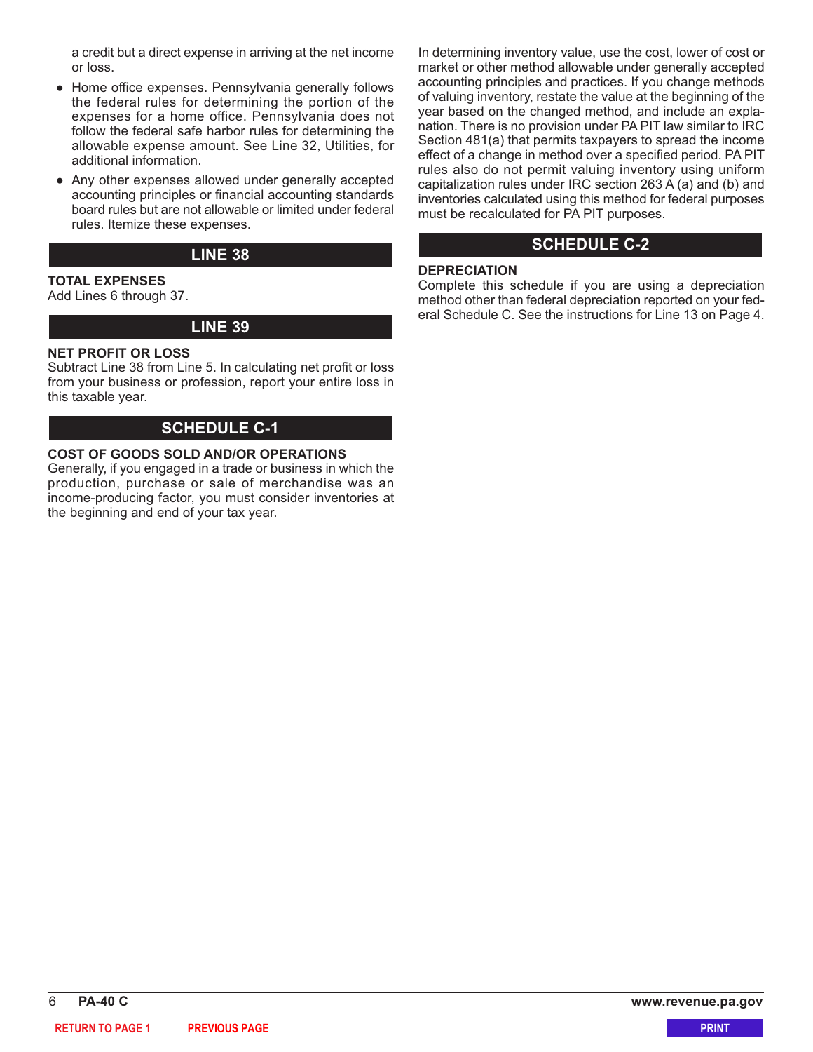a credit but a direct expense in arriving at the net income or loss.

- Home office expenses. Pennsylvania generally follows the federal rules for determining the portion of the expenses for a home office. Pennsylvania does not follow the federal safe harbor rules for determining the allowable expense amount. See Line 32, Utilities, for additional information.
- Any other expenses allowed under generally accepted accounting principles or financial accounting standards board rules but are not allowable or limited under federal rules. Itemize these expenses.

## LINE 38

**TOTAL EXPENSES**

Add Lines 6 through 37.

## LINE 39

**NET PROFIT OR LOSS**

Subtract Line 38 from Line 5. In calculating net profit or loss from your business or profession, report your entire loss in this taxable year.

## SCHEDULE C-1

**COST OF GOODS SOLD AND/OR OPERATIONS**

Generally, if you engaged in a trade or business in which the production, purchase or sale of merchandise was an income-producing factor, you must consider inventories at the beginning and end of your tax year.

In determining inventory value, use the cost, lower of cost or market or other method allowable under generally accepted accounting principles and practices. If you change methods of valuing inventory, restate the value at the beginning of the year based on the changed method, and include an explanation. There is no provision under PA PIT law similar to IRC Section 481(a) that permits taxpayers to spread the income effect of a change in method over a specified period. PA PIT rules also do not permit valuing inventory using uniform capitalization rules under IRC section 263 A (a) and (b) and inventories calculated using this method for federal purposes must be recalculated for PA PIT purposes.

## SCHEDULE C-2

**DEPRECIATION**

Complete this schedule if you are using a depreciation method other than federal depreciation reported on your federal Schedule C. See the instructions for Line 13 on Page 4.